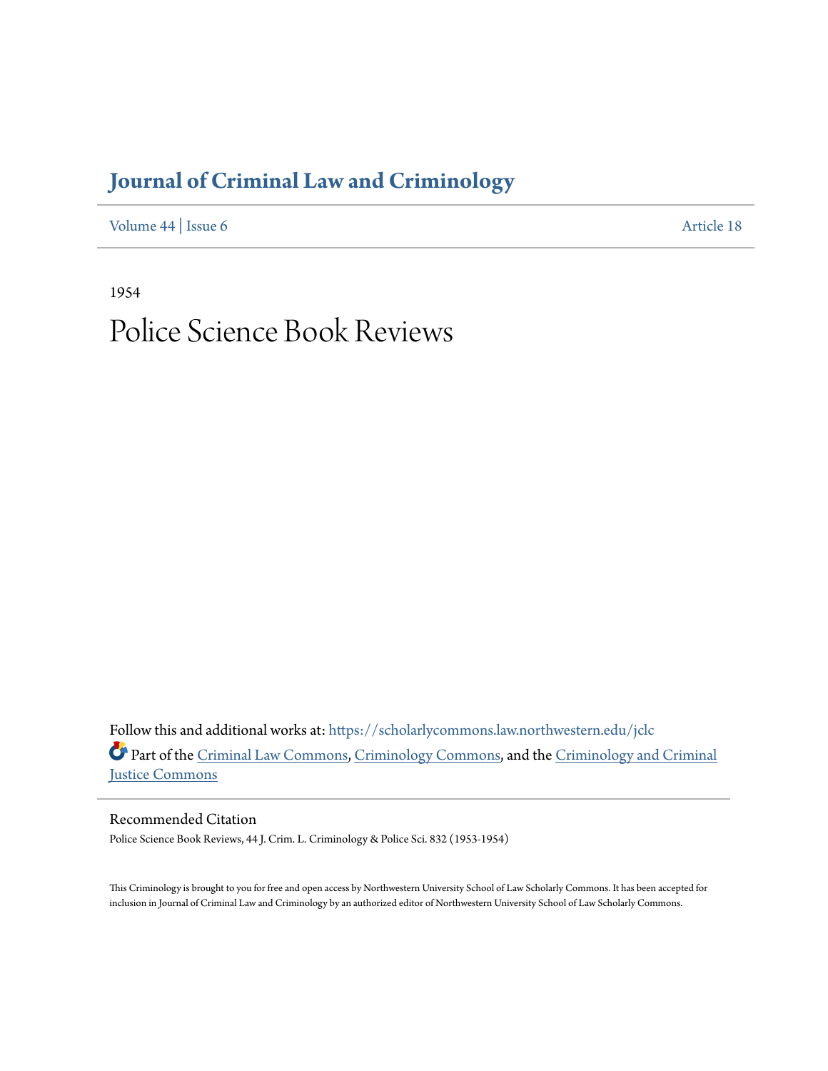# Journal of Criminal Law and Criminology

Volume 44 | Issue 6

Article 18

1954

# Police Science Book Reviews

Follow this and additional works at: https://scholarlycommons.law.northwestern.edu/jclc

Part of the Criminal Law Commons, Criminology Commons, and the Criminology and Criminal Justice Commons

## Recommended Citation

Police Science Book Reviews, 44 J. Crim. L. Criminology & Police Sci. 832 (1953-1954)

This Criminology is brought to you for free and open access by Northwestern University School of Law Scholarly Commons. It has been accepted for inclusion in Journal of Criminal Law and Criminology by an authorized editor of Northwestern University School of Law Scholarly Commons.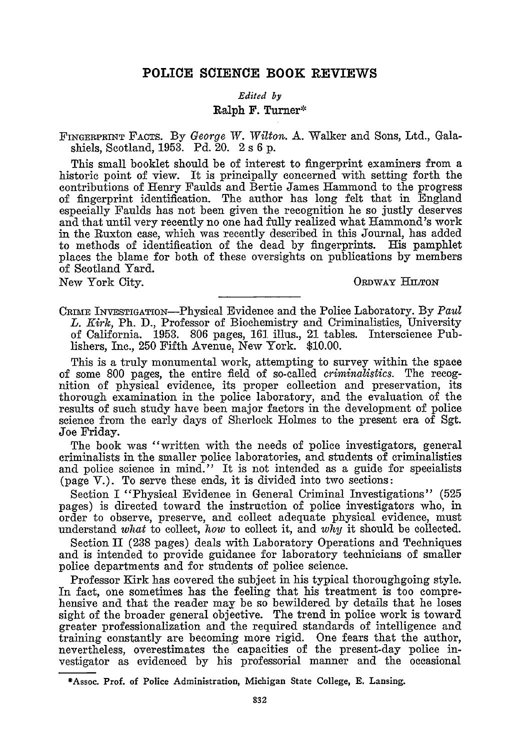# POLICE SCIENCE BOOK REVIEWS

*Edited by*

**Ralph F. Turner***

FINGERPRINT FACTS. By *George W. Wilton.* A. Walker and Sons, Ltd., Galashiels, Scotland, 1953. Pd. 20. 2 s 6 p.

This small booklet should be of interest to fingerprint examiners from a historic point of view. It is principally concerned with setting forth the contributions of Henry Faulds and Bertie James Hammond to the progress of fingerprint identification. The author has long felt that in England especially Faulds has not been given the recognition he so justly deserves and that until very recently no one had fully realized what Hammond's work in the Ruxton case, which was recently described in this Journal, has added to methods of identification of the dead by fingerprints. His pamphlet places the blame for both of these oversights on publications by members of Scotland Yard.

New York City. ORDWAY HILTON

---

CRIME INVESTIGATION—Physical Evidence and the Police Laboratory. By *Paul L. Kirk,* Ph. D., Professor of Biochemistry and Criminalistics, University of California. 1953. 806 pages, 161 illus., 21 tables. Interscience Publishers, Inc., 250 Fifth Avenue, New York. $10.00.

This is a truly monumental work, attempting to survey within the space of some 800 pages, the entire field of so-called *criminalistics.* The recognition of physical evidence, its proper collection and preservation, its thorough examination in the police laboratory, and the evaluation of the results of such study have been major factors in the development of police science from the early days of Sherlock Holmes to the present era of Sgt. Joe Friday.

The book was "written with the needs of police investigators, general criminalists in the smaller police laboratories, and students of criminalistics and police science in mind." It is not intended as a guide for specialists (page V.). To serve these ends, it is divided into two sections:

Section I "Physical Evidence in General Criminal Investigations" (525 pages) is directed toward the instruction of police investigators who, in order to observe, preserve, and collect adequate physical evidence, must understand *what* to collect, *how* to collect it, and *why* it should be collected.

Section II (238 pages) deals with Laboratory Operations and Techniques and is intended to provide guidance for laboratory technicians of smaller police departments and for students of police science.

Professor Kirk has covered the subject in his typical thoroughgoing style. In fact, one sometimes has the feeling that his treatment is too comprehensive and that the reader may be so bewildered by details that he loses sight of the broader general objective. The trend in police work is toward greater professionalization and the required standards of intelligence and training constantly are becoming more rigid. One fears that the author, nevertheless, overestimates the capacities of the present-day police investigator as evidenced by his professorial manner and the occasional

*Assoc. Prof. of Police Administration, Michigan State College, E. Lansing.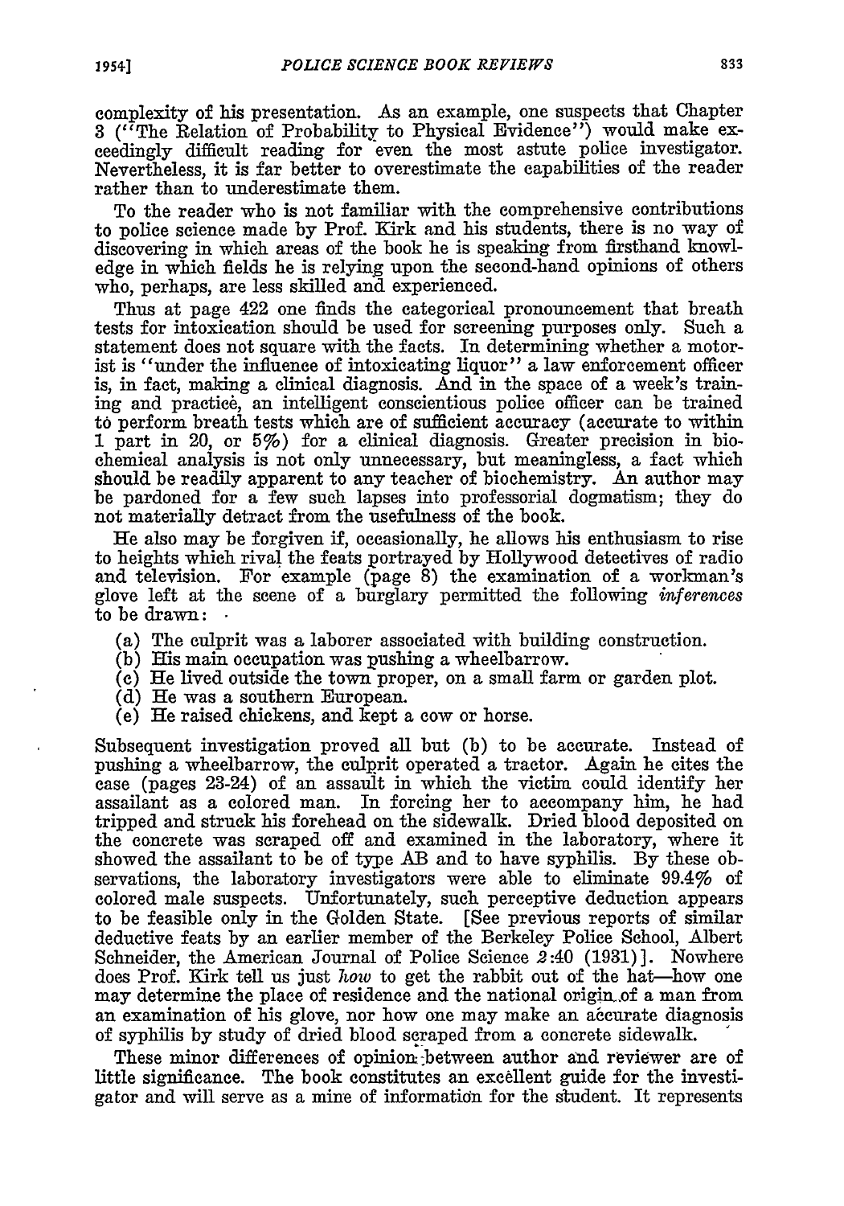complexity of his presentation. As an example, one suspects that Chapter 3 ("The Relation of Probability to Physical Evidence") would make exceedingly difficult reading for even the most astute police investigator. Nevertheless, it is far better to overestimate the capabilities of the reader rather than to underestimate them.

To the reader who is not familiar with the comprehensive contributions to police science made by Prof. Kirk and his students, there is no way of discovering in which areas of the book he is speaking from firsthand knowledge in which fields he is relying upon the second-hand opinions of others who, perhaps, are less skilled and experienced.

Thus at page 422 one finds the categorical pronouncement that breath tests for intoxication should be used for screening purposes only. Such a statement does not square with the facts. In determining whether a motorist is "under the influence of intoxicating liquor" a law enforcement officer is, in fact, making a clinical diagnosis. And in the space of a week's training and practice, an intelligent conscientious police officer can be trained to perform breath tests which are of sufficient accuracy (accurate to within 1 part in 20, or 5%) for a clinical diagnosis. Greater precision in biochemical analysis is not only unnecessary, but meaningless, a fact which should be readily apparent to any teacher of biochemistry. An author may be pardoned for a few such lapses into professorial dogmatism; they do not materially detract from the usefulness of the book.

He also may be forgiven if, occasionally, he allows his enthusiasm to rise to heights which rival the feats portrayed by Hollywood detectives of radio and television. For example (page 8) the examination of a workman's glove left at the scene of a burglary permitted the following *inferences* to be drawn:

(a) The culprit was a laborer associated with building construction.
(b) His main occupation was pushing a wheelbarrow.
(c) He lived outside the town proper, on a small farm or garden plot.
(d) He was a southern European.
(e) He raised chickens, and kept a cow or horse.

Subsequent investigation proved all but (b) to be accurate. Instead of pushing a wheelbarrow, the culprit operated a tractor. Again he cites the case (pages 23-24) of an assault in which the victim could identify her assailant as a colored man. In forcing her to accompany him, he had tripped and struck his forehead on the sidewalk. Dried blood deposited on the concrete was scraped off and examined in the laboratory, where it showed the assailant to be of type AB and to have syphilis. By these observations, the laboratory investigators were able to eliminate 99.4% of colored male suspects. Unfortunately, such perceptive deduction appears to be feasible only in the Golden State. [See previous reports of similar deductive feats by an earlier member of the Berkeley Police School, Albert Schneider, the American Journal of Police Science 2:40 (1931)]. Nowhere does Prof. Kirk tell us just *how* to get the rabbit out of the hat—how one may determine the place of residence and the national origin of a man from an examination of his glove, nor how one may make an accurate diagnosis of syphilis by study of dried blood scraped from a concrete sidewalk.

These minor differences of opinion between author and reviewer are of little significance. The book constitutes an excellent guide for the investigator and will serve as a mine of information for the student. It represents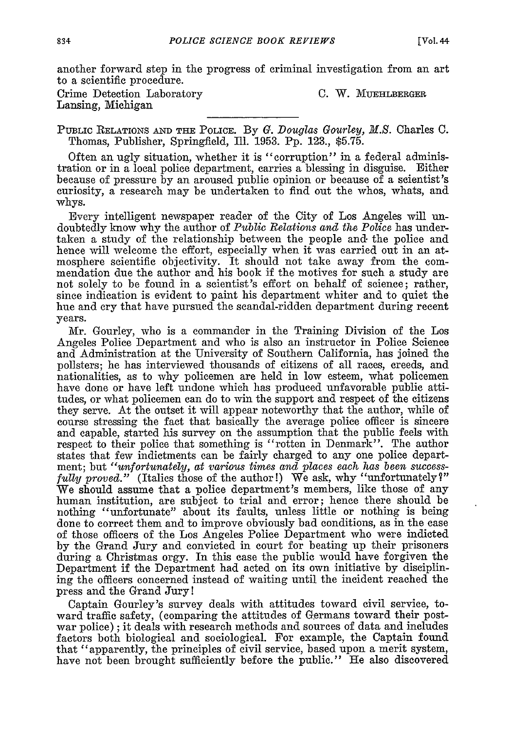another forward step in the progress of criminal investigation from an art to a scientific procedure.

Crime Detection Laboratory
Lansing, Michigan

C. W. MUEHLBERGER

---

PUBLIC RELATIONS AND THE POLICE. By *G. Douglas Gourley, M.S.* Charles C. Thomas, Publisher, Springfield, Ill. 1953. Pp. 123., $5.75.

Often an ugly situation, whether it is "corruption" in a federal administration or in a local police department, carries a blessing in disguise. Either because of pressure by an aroused public opinion or because of a scientist's curiosity, a research may be undertaken to find out the whos, whats, and whys.

Every intelligent newspaper reader of the City of Los Angeles will undoubtedly know why the author of *Public Relations and the Police* has undertaken a study of the relationship between the people and the police and hence will welcome the effort, especially when it was carried out in an atmosphere scientific objectivity. It should not take away from the commendation due the author and his book if the motives for such a study are not solely to be found in a scientist's effort on behalf of science; rather, since indication is evident to paint his department whiter and to quiet the hue and cry that have pursued the scandal-ridden department during recent years.

Mr. Gourley, who is a commander in the Training Division of the Los Angeles Police Department and who is also an instructor in Police Science and Administration at the University of Southern California, has joined the pollsters; he has interviewed thousands of citizens of all races, creeds, and nationalities, as to why policemen are held in low esteem, what policemen have done or have left undone which has produced unfavorable public attitudes, or what policemen can do to win the support and respect of the citizens they serve. At the outset it will appear noteworthy that the author, while of course stressing the fact that basically the average police officer is sincere and capable, started his survey on the assumption that the public feels with respect to their police that something is "rotten in Denmark". The author states that few indictments can be fairly charged to any one police department; but *"unfortunately, at various times and places each has been successfully proved."* (Italics those of the author!) We ask, why "unfortunately?" We should assume that a police department's members, like those of any human institution, are subject to trial and error; hence there should be nothing "unfortunate" about its faults, unless little or nothing is being done to correct them and to improve obviously bad conditions, as in the case of those officers of the Los Angeles Police Department who were indicted by the Grand Jury and convicted in court for beating up their prisoners during a Christmas orgy. In this case the public would have forgiven the Department if the Department had acted on its own initiative by disciplining the officers concerned instead of waiting until the incident reached the press and the Grand Jury!

Captain Gourley's survey deals with attitudes toward civil service, toward traffic safety, (comparing the attitudes of Germans toward their postwar police); it deals with research methods and sources of data and includes factors both biological and sociological. For example, the Captain found that "apparently, the principles of civil service, based upon a merit system, have not been brought sufficiently before the public." He also discovered